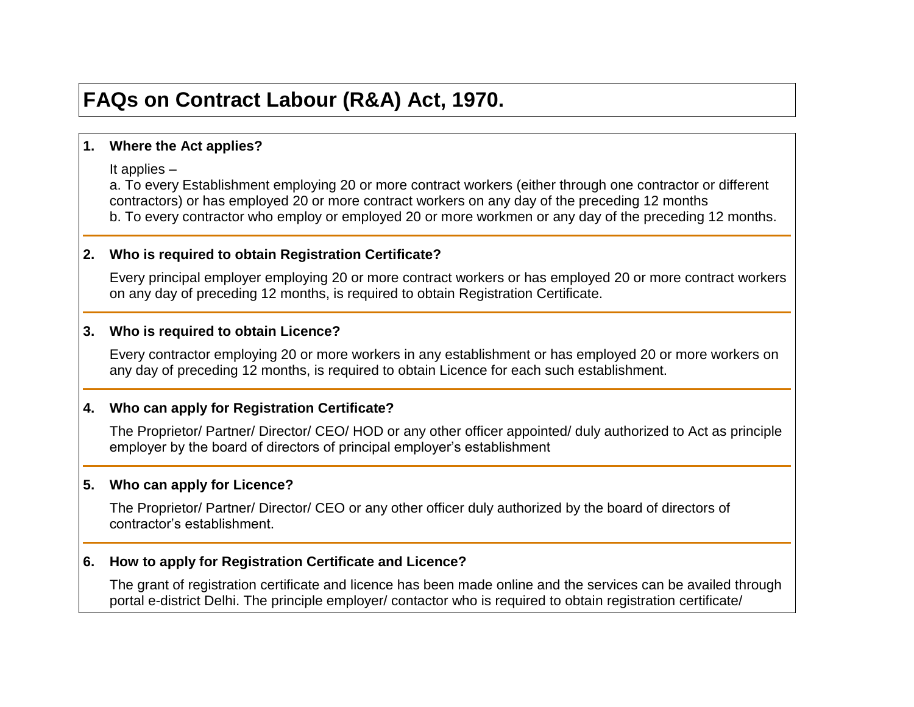# FAQs on Contract Labour (R&A) Act, 1970.

**1. Where the Act applies?**

It applies –

a. To every Establishment employing 20 or more contract workers (either through one contractor or different contractors) or has employed 20 or more contract workers on any day of the preceding 12 months

b. To every contractor who employ or employed 20 or more workmen or any day of the preceding 12 months.

**2. Who is required to obtain Registration Certificate?**

Every principal employer employing 20 or more contract workers or has employed 20 or more contract workers on any day of preceding 12 months, is required to obtain Registration Certificate.

**3. Who is required to obtain Licence?**

Every contractor employing 20 or more workers in any establishment or has employed 20 or more workers on any day of preceding 12 months, is required to obtain Licence for each such establishment.

**4. Who can apply for Registration Certificate?**

The Proprietor/ Partner/ Director/ CEO/ HOD or any other officer appointed/ duly authorized to Act as principle employer by the board of directors of principal employer's establishment

**5. Who can apply for Licence?**

The Proprietor/ Partner/ Director/ CEO or any other officer duly authorized by the board of directors of contractor's establishment.

**6. How to apply for Registration Certificate and Licence?**

The grant of registration certificate and licence has been made online and the services can be availed through portal e-district Delhi. The principle employer/ contactor who is required to obtain registration certificate/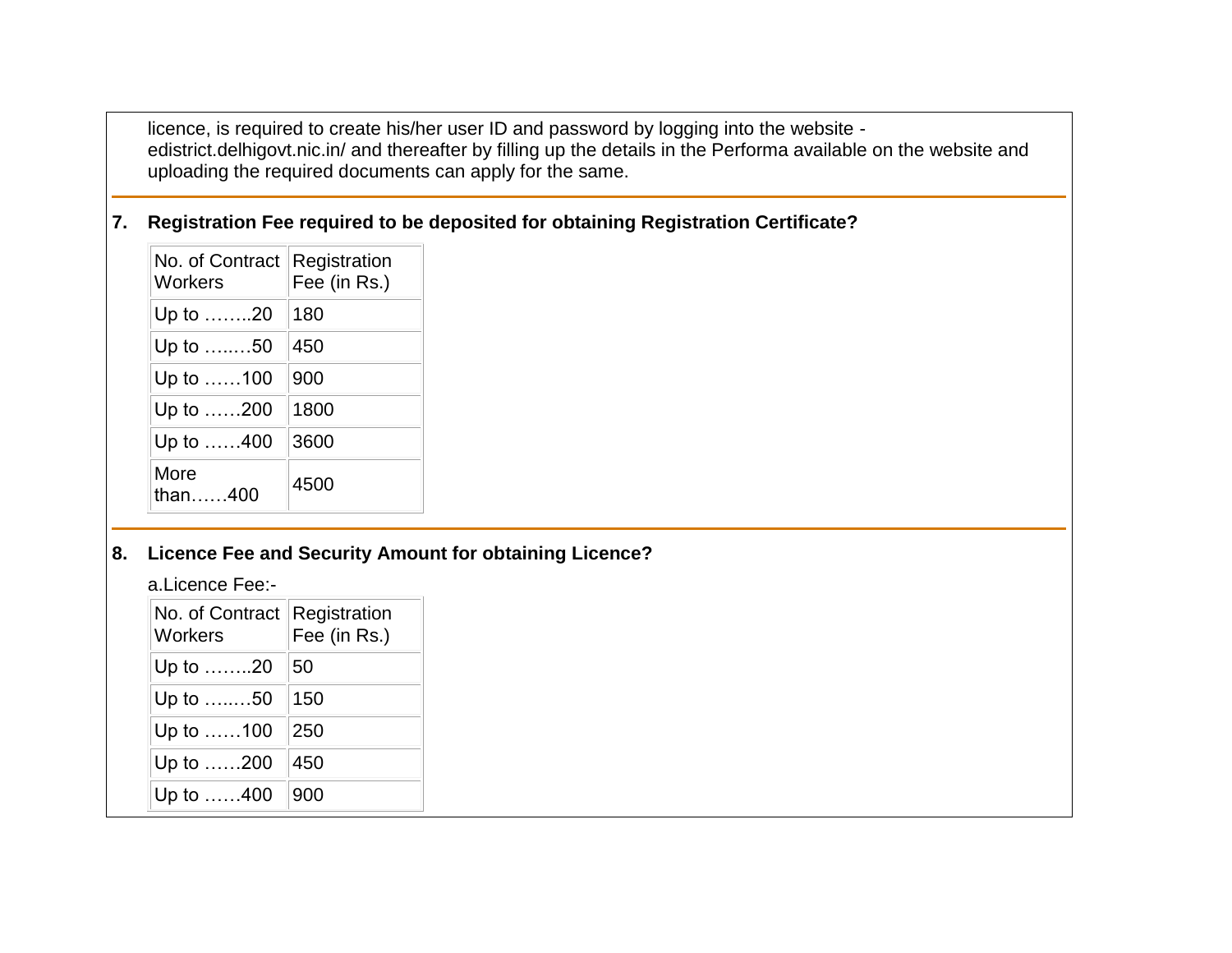licence, is required to create his/her user ID and password by logging into the website - edistrict.delhigovt.nic.in/ and thereafter by filling up the details in the Performa available on the website and uploading the required documents can apply for the same.

**7. Registration Fee required to be deposited for obtaining Registration Certificate?**

| No. of Contract Workers | Registration Fee (in Rs.) |
|---|---|
| Up to ……..20 | 180 |
| Up to …..…50 | 450 |
| Up to ……100 | 900 |
| Up to ……200 | 1800 |
| Up to ……400 | 3600 |
| More than……400 | 4500 |

**8. Licence Fee and Security Amount for obtaining Licence?**

a.Licence Fee:-

| No. of Contract Workers | Registration Fee (in Rs.) |
|---|---|
| Up to ……..20 | 50 |
| Up to …..…50 | 150 |
| Up to ……100 | 250 |
| Up to ……200 | 450 |
| Up to ……400 | 900 |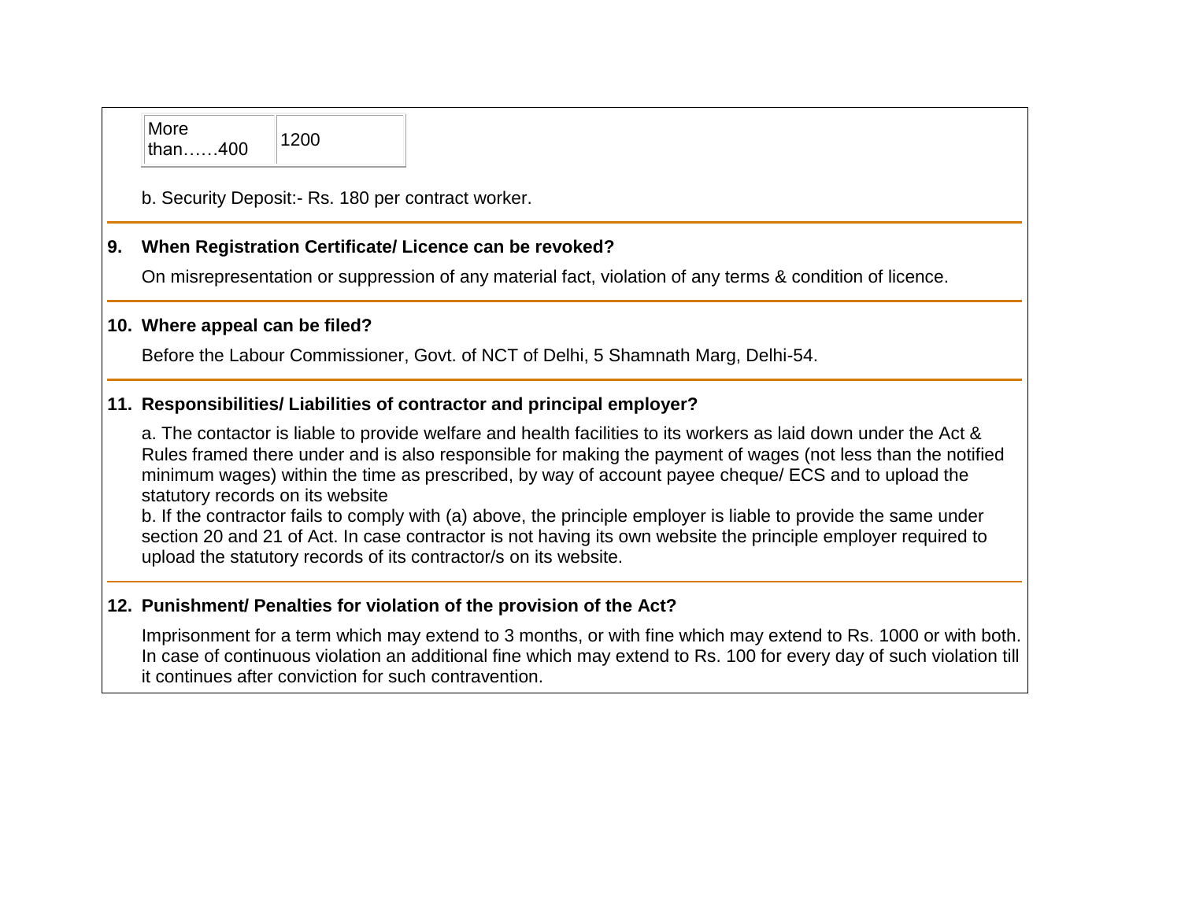| | |
|---|---|
| More than……400 | 1200 |

b. Security Deposit:- Rs. 180 per contract worker.

**9. When Registration Certificate/ Licence can be revoked?**

On misrepresentation or suppression of any material fact, violation of any terms & condition of licence.

**10. Where appeal can be filed?**

Before the Labour Commissioner, Govt. of NCT of Delhi, 5 Shamnath Marg, Delhi-54.

**11. Responsibilities/ Liabilities of contractor and principal employer?**

a. The contactor is liable to provide welfare and health facilities to its workers as laid down under the Act & Rules framed there under and is also responsible for making the payment of wages (not less than the notified minimum wages) within the time as prescribed, by way of account payee cheque/ ECS and to upload the statutory records on its website
b. If the contractor fails to comply with (a) above, the principle employer is liable to provide the same under section 20 and 21 of Act. In case contractor is not having its own website the principle employer required to upload the statutory records of its contractor/s on its website.

**12. Punishment/ Penalties for violation of the provision of the Act?**

Imprisonment for a term which may extend to 3 months, or with fine which may extend to Rs. 1000 or with both. In case of continuous violation an additional fine which may extend to Rs. 100 for every day of such violation till it continues after conviction for such contravention.